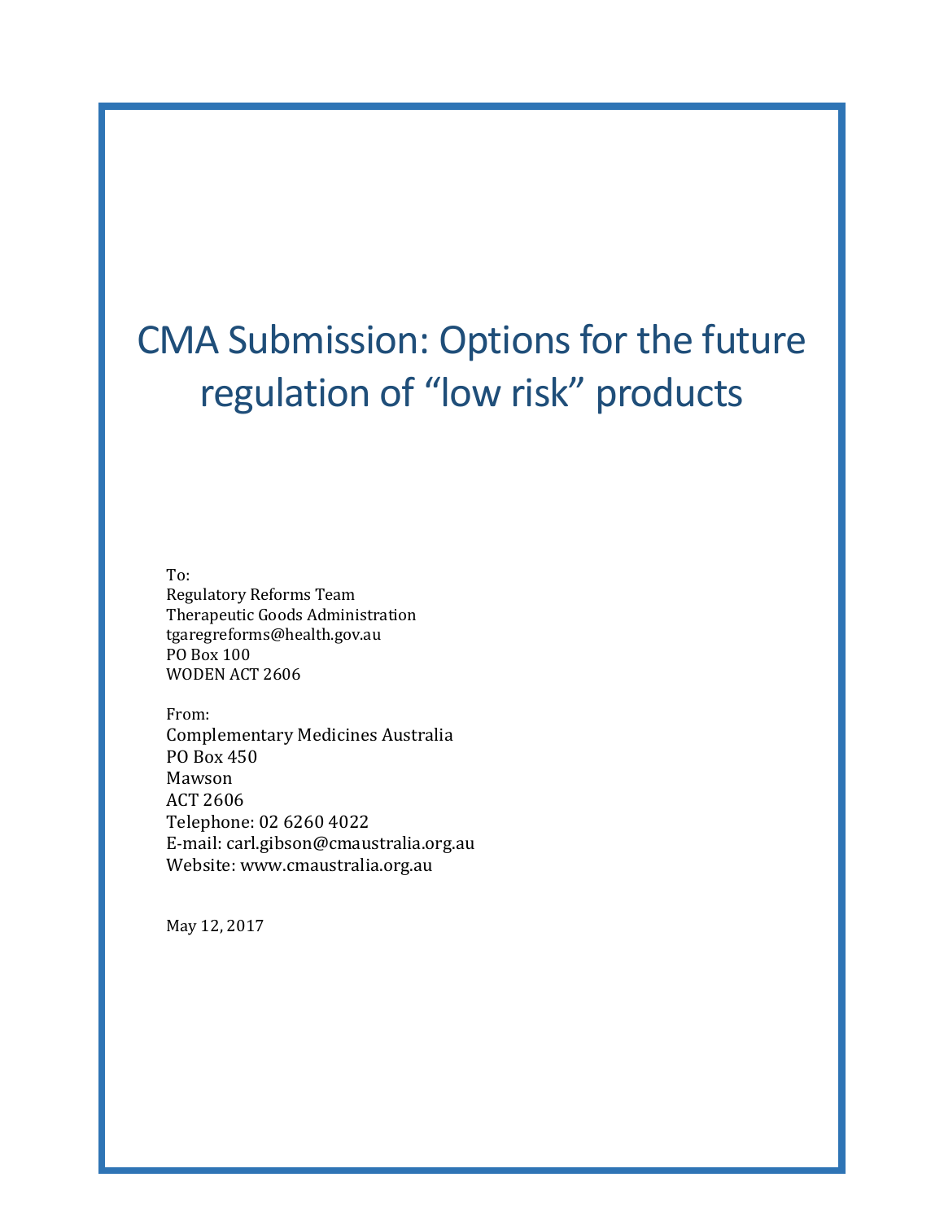# CMA Submission: Options for the future regulation of "low risk" products

To:
Regulatory Reforms Team
Therapeutic Goods Administration
tgaregreforms@health.gov.au
PO Box 100
WODEN ACT 2606

From:
Complementary Medicines Australia
PO Box 450
Mawson
ACT 2606
Telephone: 02 6260 4022
E-mail: carl.gibson@cmaustralia.org.au
Website: www.cmaustralia.org.au

May 12, 2017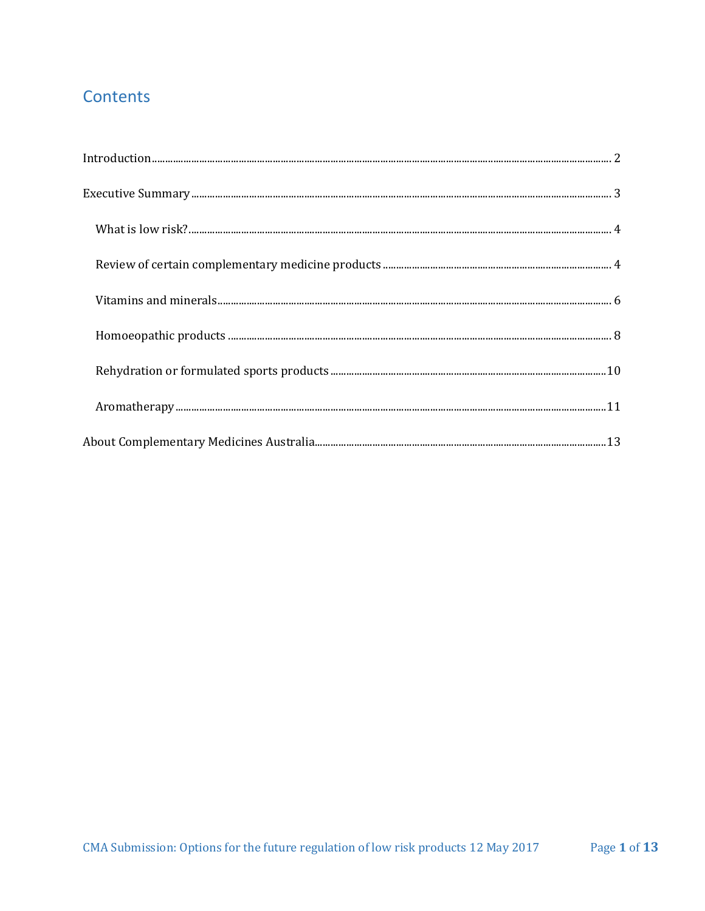# Contents

Introduction ........................................................................................................ 2

Executive Summary ............................................................................................ 3

- What is low risk? ........................................................................................... 4
- Review of certain complementary medicine products ..................................... 4
- Vitamins and minerals .................................................................................... 6
- Homoeopathic products ................................................................................. 8
- Rehydration or formulated sports products .................................................. 10
- Aromatherapy ............................................................................................... 11

About Complementary Medicines Australia ....................................................... 13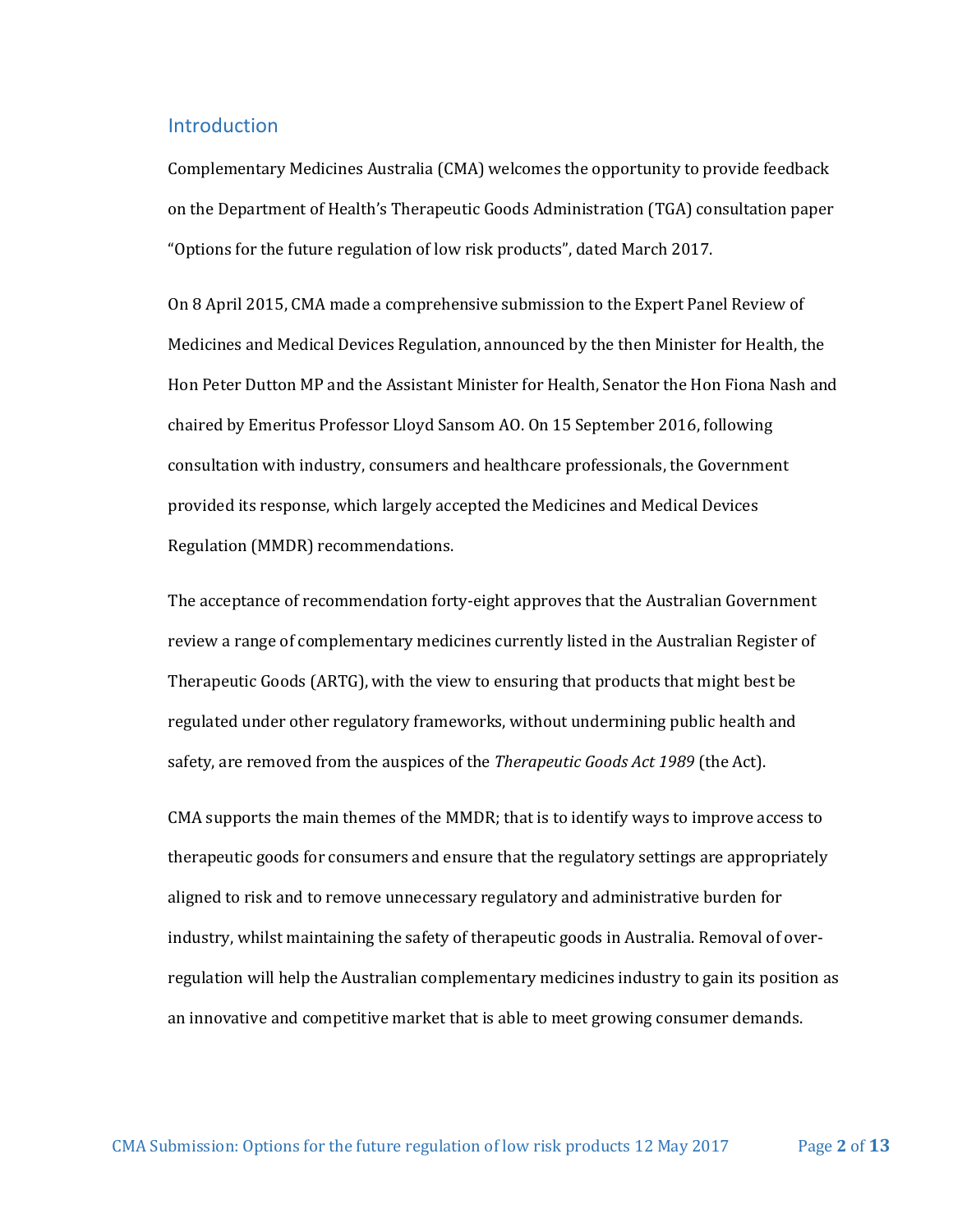## Introduction

Complementary Medicines Australia (CMA) welcomes the opportunity to provide feedback on the Department of Health's Therapeutic Goods Administration (TGA) consultation paper "Options for the future regulation of low risk products", dated March 2017.

On 8 April 2015, CMA made a comprehensive submission to the Expert Panel Review of Medicines and Medical Devices Regulation, announced by the then Minister for Health, the Hon Peter Dutton MP and the Assistant Minister for Health, Senator the Hon Fiona Nash and chaired by Emeritus Professor Lloyd Sansom AO. On 15 September 2016, following consultation with industry, consumers and healthcare professionals, the Government provided its response, which largely accepted the Medicines and Medical Devices Regulation (MMDR) recommendations.

The acceptance of recommendation forty-eight approves that the Australian Government review a range of complementary medicines currently listed in the Australian Register of Therapeutic Goods (ARTG), with the view to ensuring that products that might best be regulated under other regulatory frameworks, without undermining public health and safety, are removed from the auspices of the *Therapeutic Goods Act 1989* (the Act).

CMA supports the main themes of the MMDR; that is to identify ways to improve access to therapeutic goods for consumers and ensure that the regulatory settings are appropriately aligned to risk and to remove unnecessary regulatory and administrative burden for industry, whilst maintaining the safety of therapeutic goods in Australia. Removal of over-regulation will help the Australian complementary medicines industry to gain its position as an innovative and competitive market that is able to meet growing consumer demands.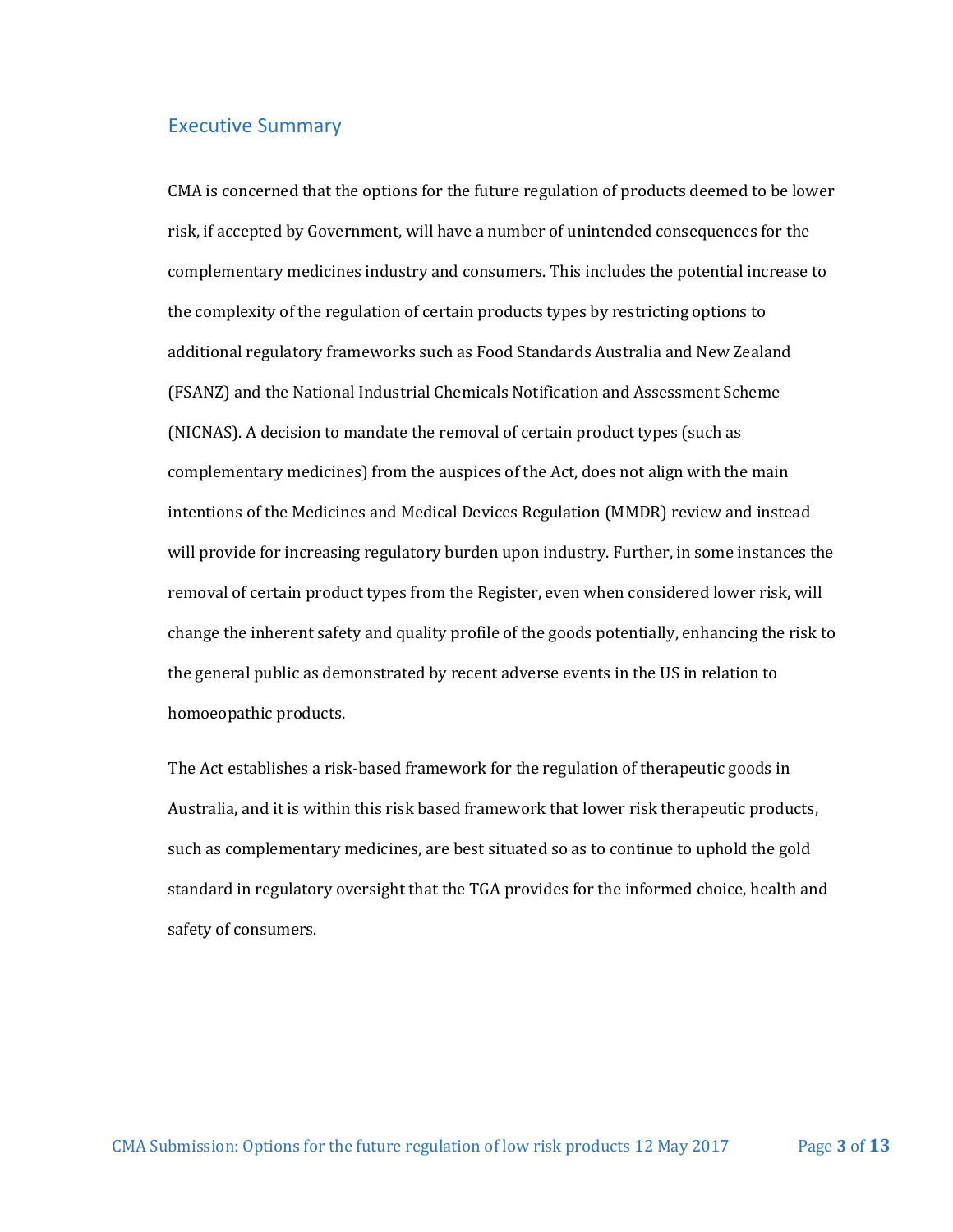## Executive Summary

CMA is concerned that the options for the future regulation of products deemed to be lower risk, if accepted by Government, will have a number of unintended consequences for the complementary medicines industry and consumers. This includes the potential increase to the complexity of the regulation of certain products types by restricting options to additional regulatory frameworks such as Food Standards Australia and New Zealand (FSANZ) and the National Industrial Chemicals Notification and Assessment Scheme (NICNAS). A decision to mandate the removal of certain product types (such as complementary medicines) from the auspices of the Act, does not align with the main intentions of the Medicines and Medical Devices Regulation (MMDR) review and instead will provide for increasing regulatory burden upon industry. Further, in some instances the removal of certain product types from the Register, even when considered lower risk, will change the inherent safety and quality profile of the goods potentially, enhancing the risk to the general public as demonstrated by recent adverse events in the US in relation to homoeopathic products.

The Act establishes a risk-based framework for the regulation of therapeutic goods in Australia, and it is within this risk based framework that lower risk therapeutic products, such as complementary medicines, are best situated so as to continue to uphold the gold standard in regulatory oversight that the TGA provides for the informed choice, health and safety of consumers.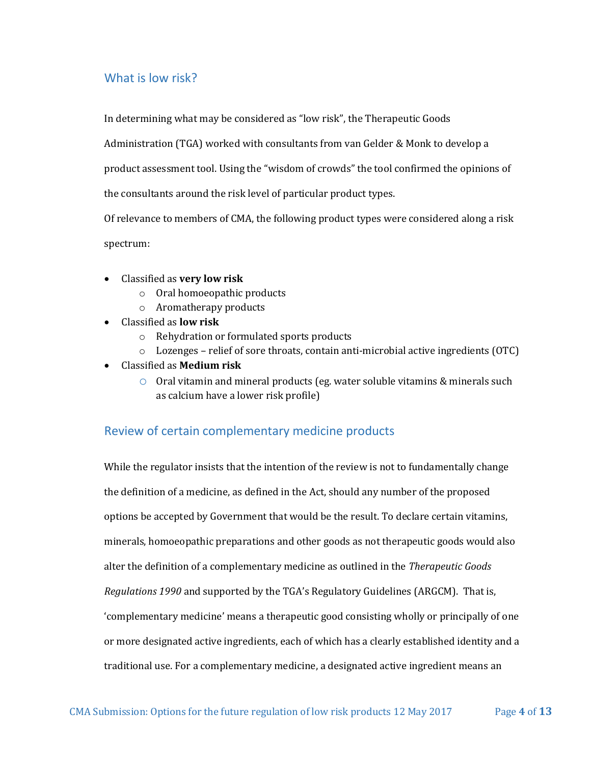## What is low risk?

In determining what may be considered as "low risk", the Therapeutic Goods Administration (TGA) worked with consultants from van Gelder & Monk to develop a product assessment tool. Using the "wisdom of crowds" the tool confirmed the opinions of the consultants around the risk level of particular product types.

Of relevance to members of CMA, the following product types were considered along a risk spectrum:

- Classified as **very low risk**
  - Oral homoeopathic products
  - Aromatherapy products
- Classified as **low risk**
  - Rehydration or formulated sports products
  - Lozenges – relief of sore throats, contain anti-microbial active ingredients (OTC)
- Classified as **Medium risk**
  - Oral vitamin and mineral products (eg. water soluble vitamins & minerals such as calcium have a lower risk profile)

## Review of certain complementary medicine products

While the regulator insists that the intention of the review is not to fundamentally change the definition of a medicine, as defined in the Act, should any number of the proposed options be accepted by Government that would be the result. To declare certain vitamins, minerals, homoeopathic preparations and other goods as not therapeutic goods would also alter the definition of a complementary medicine as outlined in the *Therapeutic Goods Regulations 1990* and supported by the TGA's Regulatory Guidelines (ARGCM). That is, 'complementary medicine' means a therapeutic good consisting wholly or principally of one or more designated active ingredients, each of which has a clearly established identity and a traditional use. For a complementary medicine, a designated active ingredient means an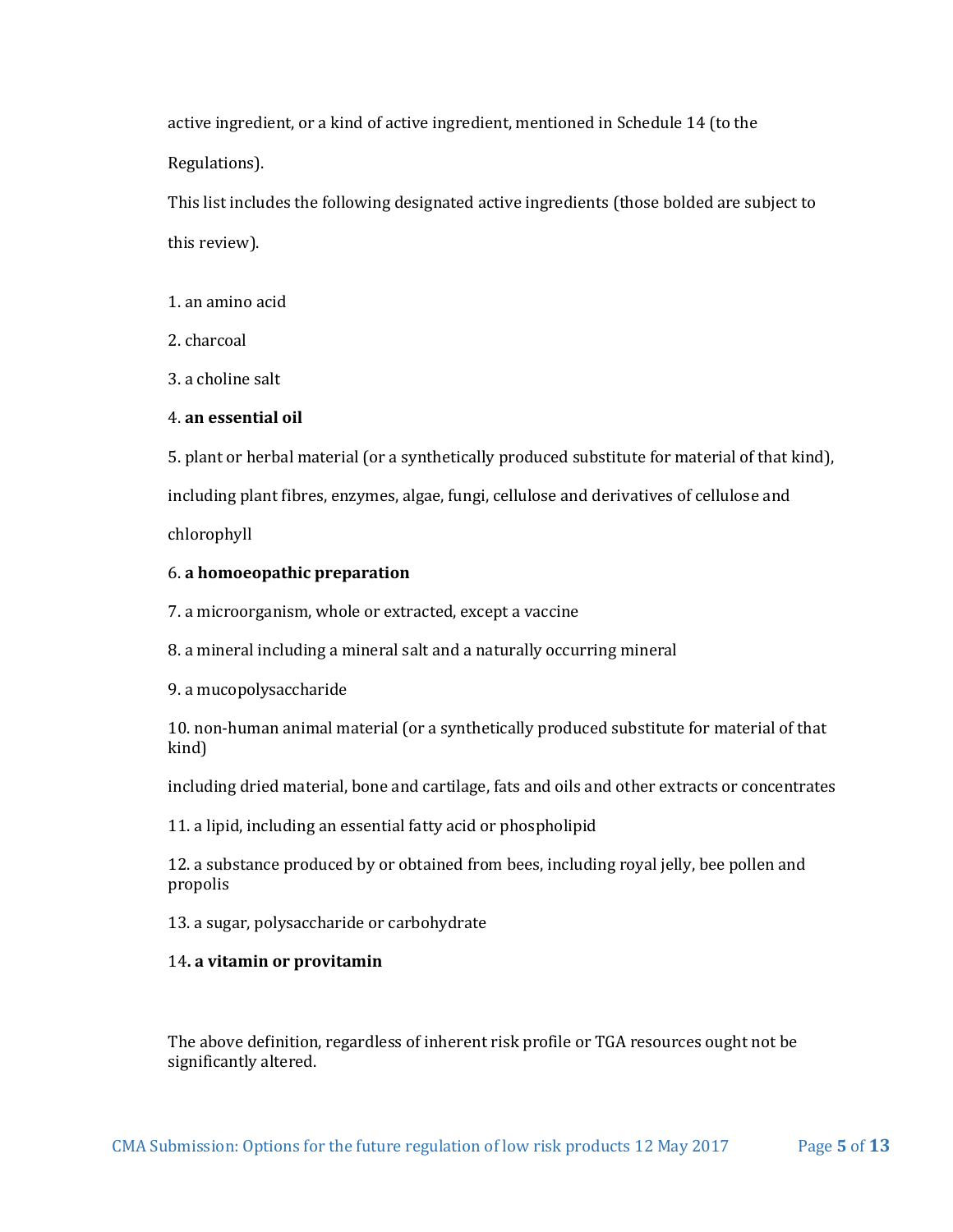active ingredient, or a kind of active ingredient, mentioned in Schedule 14 (to the Regulations).

This list includes the following designated active ingredients (those bolded are subject to this review).

1. an amino acid

2. charcoal

3. a choline salt

4. **an essential oil**

5. plant or herbal material (or a synthetically produced substitute for material of that kind), including plant fibres, enzymes, algae, fungi, cellulose and derivatives of cellulose and chlorophyll

6. **a homoeopathic preparation**

7. a microorganism, whole or extracted, except a vaccine

8. a mineral including a mineral salt and a naturally occurring mineral

9. a mucopolysaccharide

10. non-human animal material (or a synthetically produced substitute for material of that kind)

including dried material, bone and cartilage, fats and oils and other extracts or concentrates

11. a lipid, including an essential fatty acid or phospholipid

12. a substance produced by or obtained from bees, including royal jelly, bee pollen and propolis

13. a sugar, polysaccharide or carbohydrate

14**. a vitamin or provitamin**

The above definition, regardless of inherent risk profile or TGA resources ought not be significantly altered.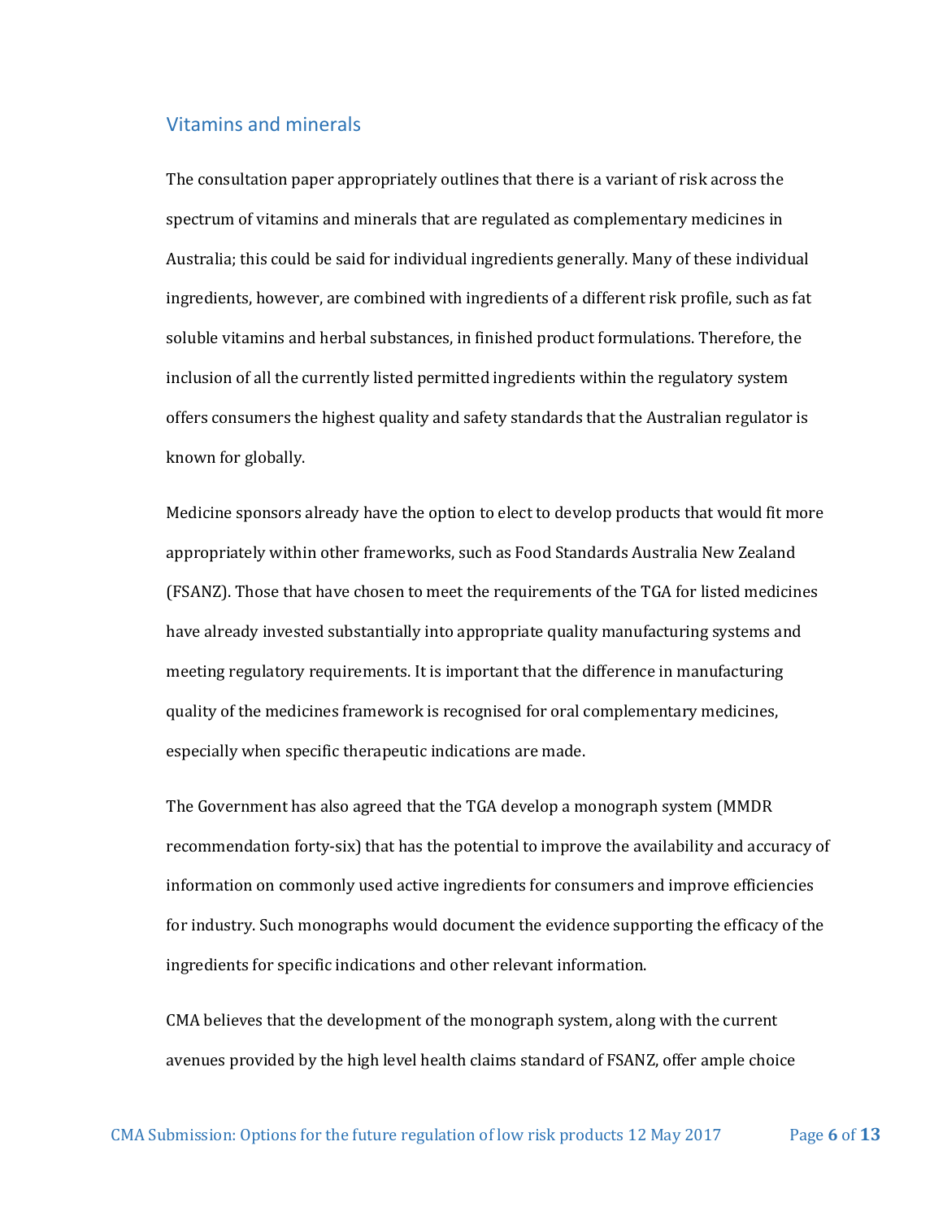## Vitamins and minerals

The consultation paper appropriately outlines that there is a variant of risk across the spectrum of vitamins and minerals that are regulated as complementary medicines in Australia; this could be said for individual ingredients generally. Many of these individual ingredients, however, are combined with ingredients of a different risk profile, such as fat soluble vitamins and herbal substances, in finished product formulations. Therefore, the inclusion of all the currently listed permitted ingredients within the regulatory system offers consumers the highest quality and safety standards that the Australian regulator is known for globally.

Medicine sponsors already have the option to elect to develop products that would fit more appropriately within other frameworks, such as Food Standards Australia New Zealand (FSANZ). Those that have chosen to meet the requirements of the TGA for listed medicines have already invested substantially into appropriate quality manufacturing systems and meeting regulatory requirements. It is important that the difference in manufacturing quality of the medicines framework is recognised for oral complementary medicines, especially when specific therapeutic indications are made.

The Government has also agreed that the TGA develop a monograph system (MMDR recommendation forty-six) that has the potential to improve the availability and accuracy of information on commonly used active ingredients for consumers and improve efficiencies for industry. Such monographs would document the evidence supporting the efficacy of the ingredients for specific indications and other relevant information.

CMA believes that the development of the monograph system, along with the current avenues provided by the high level health claims standard of FSANZ, offer ample choice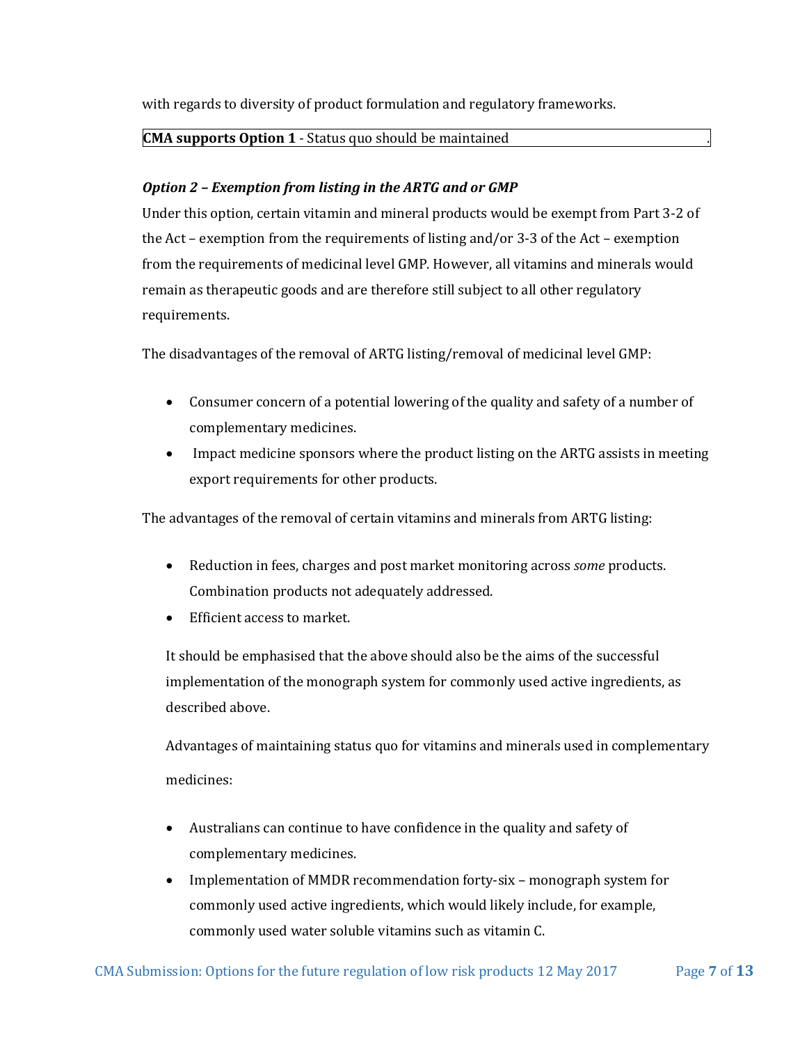with regards to diversity of product formulation and regulatory frameworks.

**CMA supports Option 1** - Status quo should be maintained .

### *Option 2 – Exemption from listing in the ARTG and or GMP*

Under this option, certain vitamin and mineral products would be exempt from Part 3-2 of the Act – exemption from the requirements of listing and/or 3-3 of the Act – exemption from the requirements of medicinal level GMP. However, all vitamins and minerals would remain as therapeutic goods and are therefore still subject to all other regulatory requirements.

The disadvantages of the removal of ARTG listing/removal of medicinal level GMP:

- Consumer concern of a potential lowering of the quality and safety of a number of complementary medicines.
- Impact medicine sponsors where the product listing on the ARTG assists in meeting export requirements for other products.

The advantages of the removal of certain vitamins and minerals from ARTG listing:

- Reduction in fees, charges and post market monitoring across *some* products. Combination products not adequately addressed.
- Efficient access to market.

It should be emphasised that the above should also be the aims of the successful implementation of the monograph system for commonly used active ingredients, as described above.

Advantages of maintaining status quo for vitamins and minerals used in complementary medicines:

- Australians can continue to have confidence in the quality and safety of complementary medicines.
- Implementation of MMDR recommendation forty-six – monograph system for commonly used active ingredients, which would likely include, for example, commonly used water soluble vitamins such as vitamin C.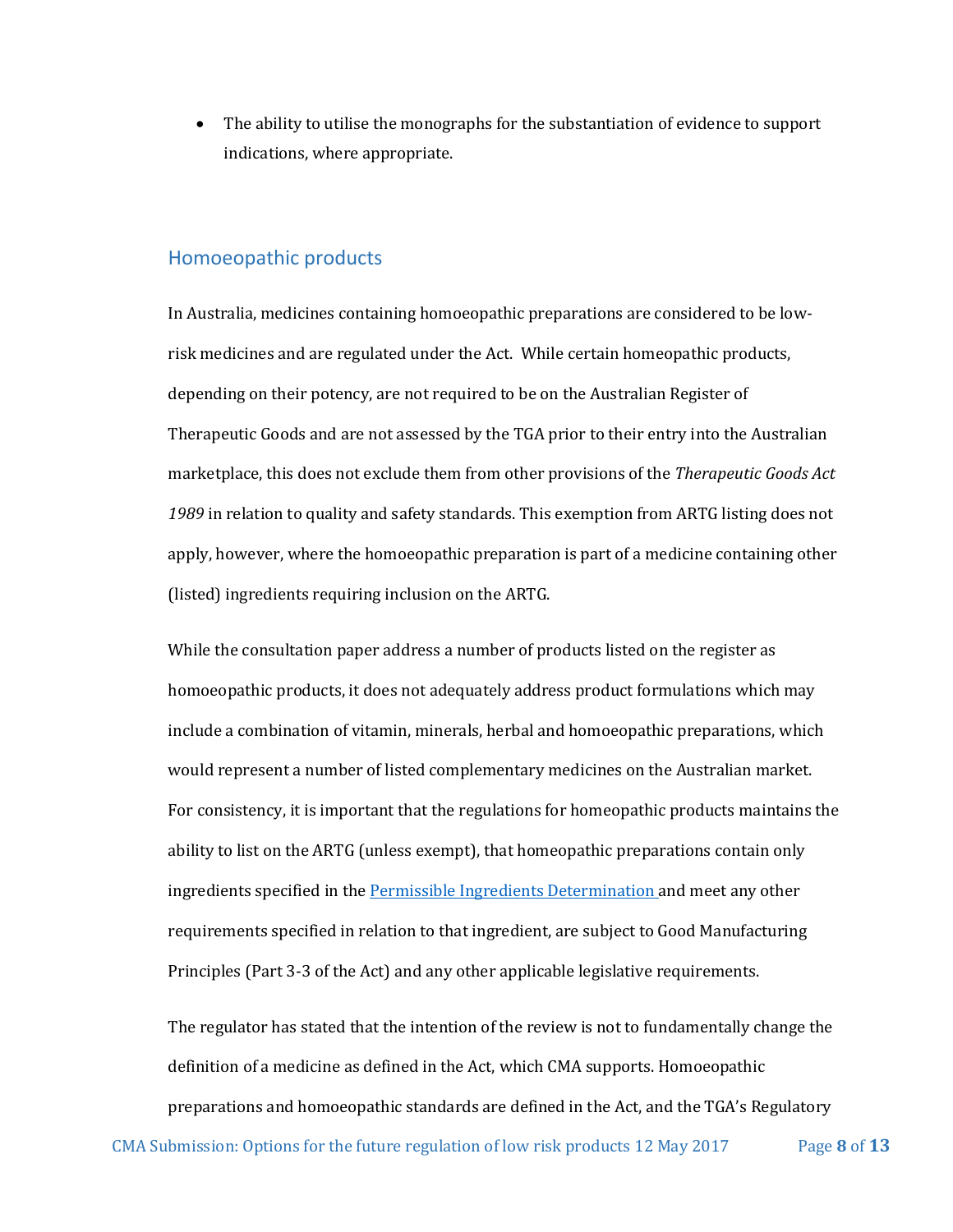- The ability to utilise the monographs for the substantiation of evidence to support indications, where appropriate.

## Homoeopathic products

In Australia, medicines containing homoeopathic preparations are considered to be low-risk medicines and are regulated under the Act. While certain homeopathic products, depending on their potency, are not required to be on the Australian Register of Therapeutic Goods and are not assessed by the TGA prior to their entry into the Australian marketplace, this does not exclude them from other provisions of the *Therapeutic Goods Act 1989* in relation to quality and safety standards. This exemption from ARTG listing does not apply, however, where the homoeopathic preparation is part of a medicine containing other (listed) ingredients requiring inclusion on the ARTG.

While the consultation paper address a number of products listed on the register as homoeopathic products, it does not adequately address product formulations which may include a combination of vitamin, minerals, herbal and homoeopathic preparations, which would represent a number of listed complementary medicines on the Australian market. For consistency, it is important that the regulations for homeopathic products maintains the ability to list on the ARTG (unless exempt), that homeopathic preparations contain only ingredients specified in the Permissible Ingredients Determination and meet any other requirements specified in relation to that ingredient, are subject to Good Manufacturing Principles (Part 3-3 of the Act) and any other applicable legislative requirements.

The regulator has stated that the intention of the review is not to fundamentally change the definition of a medicine as defined in the Act, which CMA supports. Homoeopathic preparations and homoeopathic standards are defined in the Act, and the TGA's Regulatory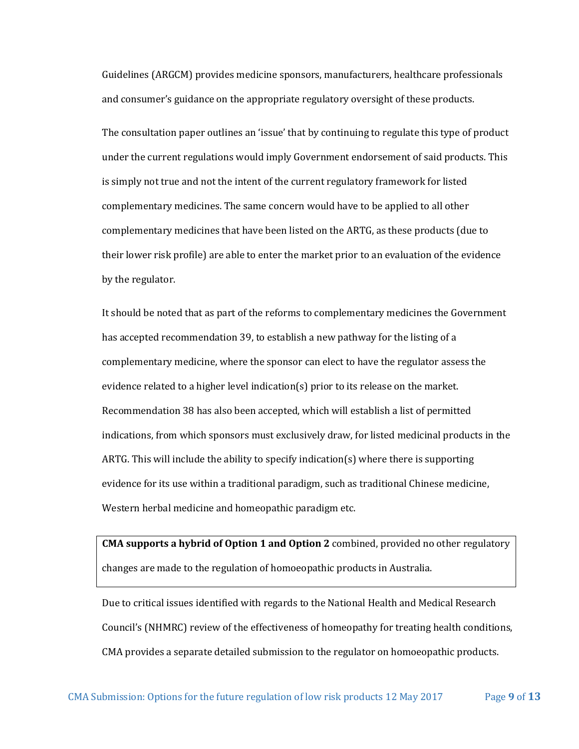Guidelines (ARGCM) provides medicine sponsors, manufacturers, healthcare professionals and consumer's guidance on the appropriate regulatory oversight of these products.

The consultation paper outlines an 'issue' that by continuing to regulate this type of product under the current regulations would imply Government endorsement of said products. This is simply not true and not the intent of the current regulatory framework for listed complementary medicines. The same concern would have to be applied to all other complementary medicines that have been listed on the ARTG, as these products (due to their lower risk profile) are able to enter the market prior to an evaluation of the evidence by the regulator.

It should be noted that as part of the reforms to complementary medicines the Government has accepted recommendation 39, to establish a new pathway for the listing of a complementary medicine, where the sponsor can elect to have the regulator assess the evidence related to a higher level indication(s) prior to its release on the market. Recommendation 38 has also been accepted, which will establish a list of permitted indications, from which sponsors must exclusively draw, for listed medicinal products in the ARTG. This will include the ability to specify indication(s) where there is supporting evidence for its use within a traditional paradigm, such as traditional Chinese medicine, Western herbal medicine and homeopathic paradigm etc.

**CMA supports a hybrid of Option 1 and Option 2** combined, provided no other regulatory changes are made to the regulation of homoeopathic products in Australia.

Due to critical issues identified with regards to the National Health and Medical Research Council's (NHMRC) review of the effectiveness of homeopathy for treating health conditions, CMA provides a separate detailed submission to the regulator on homoeopathic products.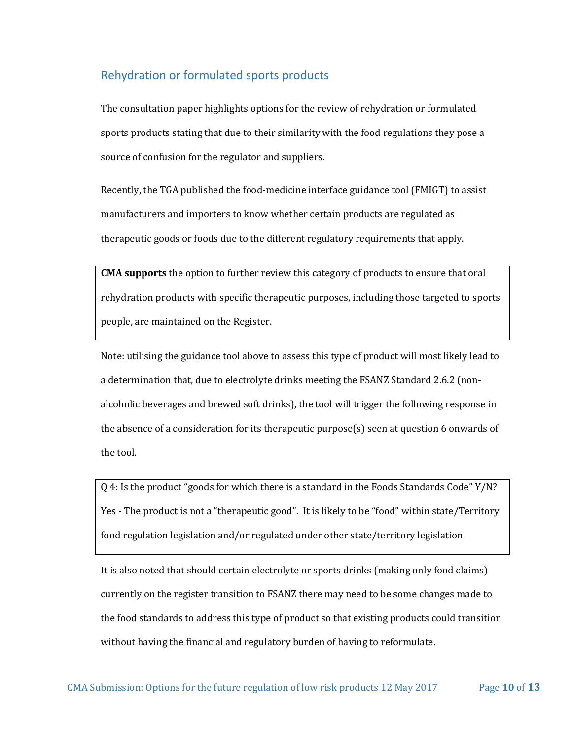## Rehydration or formulated sports products

The consultation paper highlights options for the review of rehydration or formulated sports products stating that due to their similarity with the food regulations they pose a source of confusion for the regulator and suppliers.

Recently, the TGA published the food-medicine interface guidance tool (FMIGT) to assist manufacturers and importers to know whether certain products are regulated as therapeutic goods or foods due to the different regulatory requirements that apply.

> **CMA supports** the option to further review this category of products to ensure that oral rehydration products with specific therapeutic purposes, including those targeted to sports people, are maintained on the Register.

Note: utilising the guidance tool above to assess this type of product will most likely lead to a determination that, due to electrolyte drinks meeting the FSANZ Standard 2.6.2 (non-alcoholic beverages and brewed soft drinks), the tool will trigger the following response in the absence of a consideration for its therapeutic purpose(s) seen at question 6 onwards of the tool.

> Q 4: Is the product "goods for which there is a standard in the Foods Standards Code" Y/N?
> Yes - The product is not a "therapeutic good". It is likely to be "food" within state/Territory food regulation legislation and/or regulated under other state/territory legislation

It is also noted that should certain electrolyte or sports drinks (making only food claims) currently on the register transition to FSANZ there may need to be some changes made to the food standards to address this type of product so that existing products could transition without having the financial and regulatory burden of having to reformulate.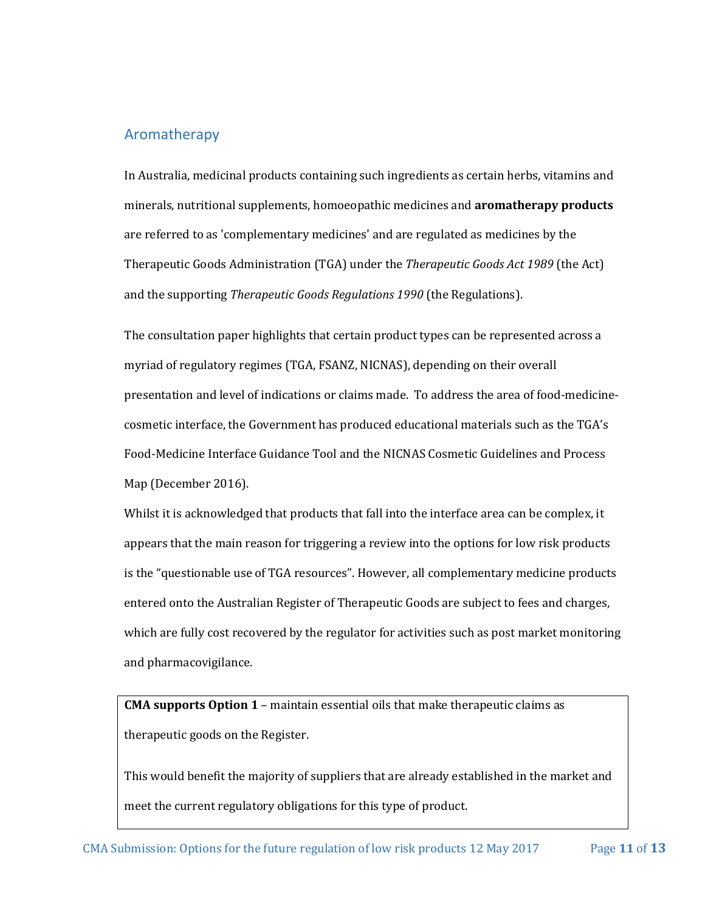## Aromatherapy

In Australia, medicinal products containing such ingredients as certain herbs, vitamins and minerals, nutritional supplements, homoeopathic medicines and **aromatherapy products** are referred to as 'complementary medicines' and are regulated as medicines by the Therapeutic Goods Administration (TGA) under the *Therapeutic Goods Act 1989* (the Act) and the supporting *Therapeutic Goods Regulations 1990* (the Regulations).

The consultation paper highlights that certain product types can be represented across a myriad of regulatory regimes (TGA, FSANZ, NICNAS), depending on their overall presentation and level of indications or claims made. To address the area of food-medicine-cosmetic interface, the Government has produced educational materials such as the TGA's Food-Medicine Interface Guidance Tool and the NICNAS Cosmetic Guidelines and Process Map (December 2016).

Whilst it is acknowledged that products that fall into the interface area can be complex, it appears that the main reason for triggering a review into the options for low risk products is the "questionable use of TGA resources". However, all complementary medicine products entered onto the Australian Register of Therapeutic Goods are subject to fees and charges, which are fully cost recovered by the regulator for activities such as post market monitoring and pharmacovigilance.

**CMA supports Option 1** – maintain essential oils that make therapeutic claims as therapeutic goods on the Register.

This would benefit the majority of suppliers that are already established in the market and meet the current regulatory obligations for this type of product.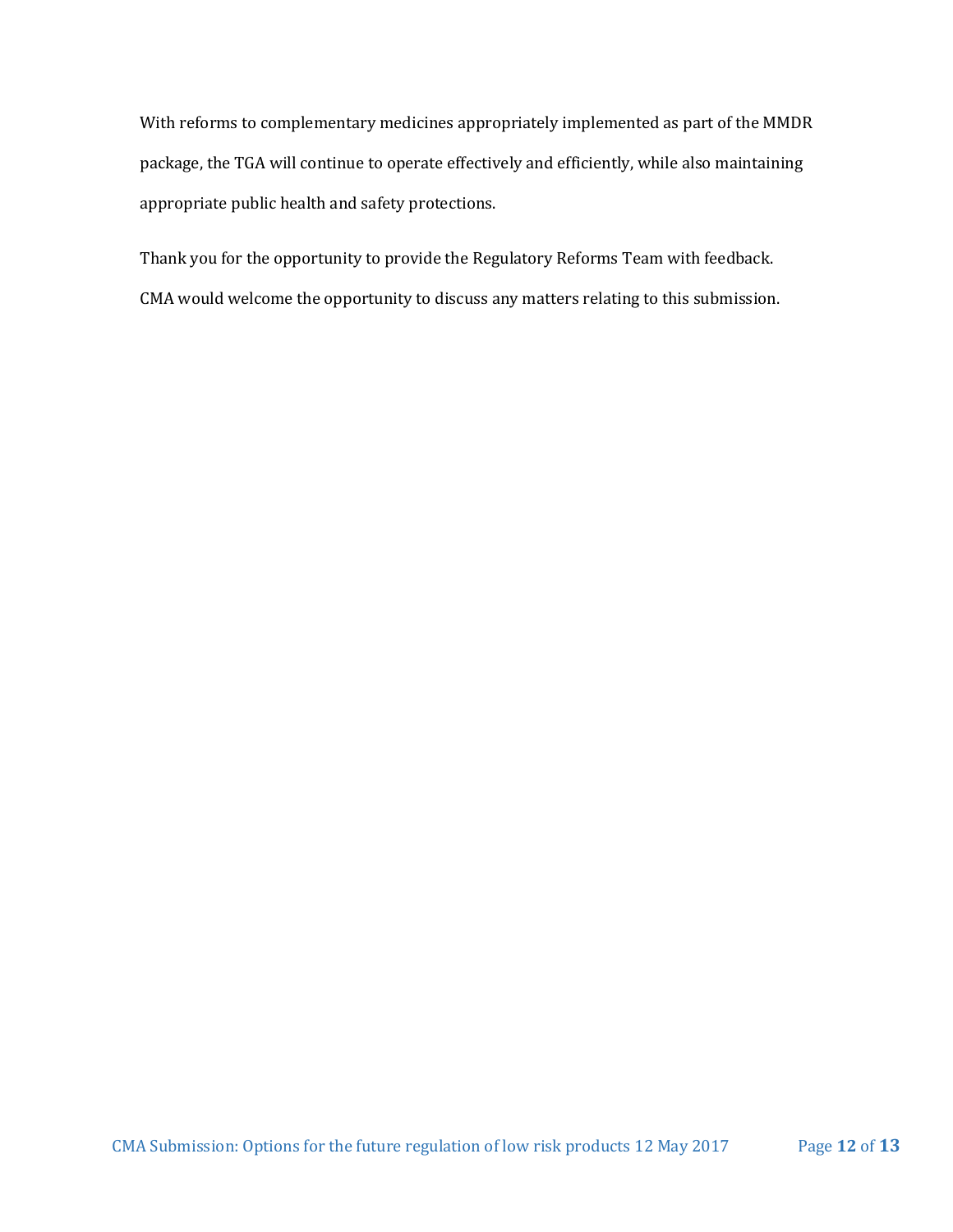With reforms to complementary medicines appropriately implemented as part of the MMDR package, the TGA will continue to operate effectively and efficiently, while also maintaining appropriate public health and safety protections.

Thank you for the opportunity to provide the Regulatory Reforms Team with feedback. CMA would welcome the opportunity to discuss any matters relating to this submission.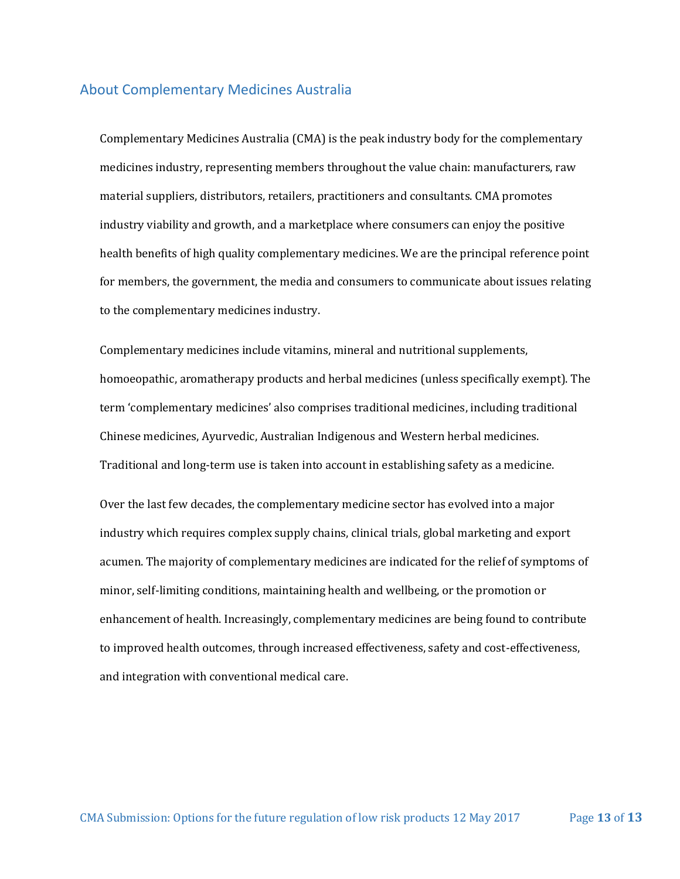## About Complementary Medicines Australia

Complementary Medicines Australia (CMA) is the peak industry body for the complementary medicines industry, representing members throughout the value chain: manufacturers, raw material suppliers, distributors, retailers, practitioners and consultants. CMA promotes industry viability and growth, and a marketplace where consumers can enjoy the positive health benefits of high quality complementary medicines. We are the principal reference point for members, the government, the media and consumers to communicate about issues relating to the complementary medicines industry.

Complementary medicines include vitamins, mineral and nutritional supplements, homoeopathic, aromatherapy products and herbal medicines (unless specifically exempt). The term 'complementary medicines' also comprises traditional medicines, including traditional Chinese medicines, Ayurvedic, Australian Indigenous and Western herbal medicines. Traditional and long-term use is taken into account in establishing safety as a medicine.

Over the last few decades, the complementary medicine sector has evolved into a major industry which requires complex supply chains, clinical trials, global marketing and export acumen. The majority of complementary medicines are indicated for the relief of symptoms of minor, self-limiting conditions, maintaining health and wellbeing, or the promotion or enhancement of health. Increasingly, complementary medicines are being found to contribute to improved health outcomes, through increased effectiveness, safety and cost-effectiveness, and integration with conventional medical care.